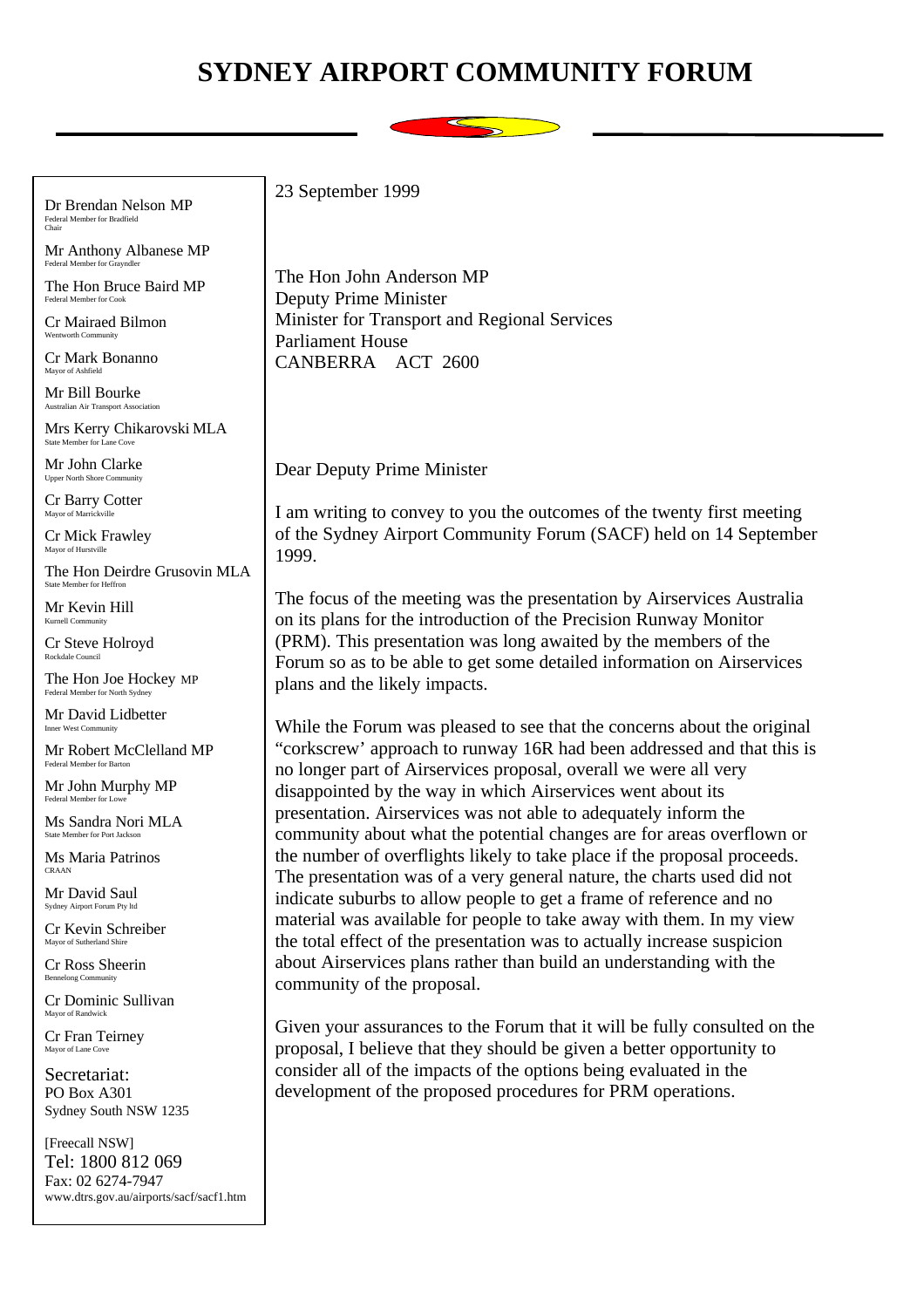# SYDNEY AIRPORT COMMUNITY FORUM

Dr Brendan Nelson MP
Federal Member for Bradfield
Chair

Mr Anthony Albanese MP
Federal Member for Grayndler

The Hon Bruce Baird MP
Federal Member for Cook

Cr Mairaed Bilmon
Wentworth Community

Cr Mark Bonanno
Mayor of Ashfield

Mr Bill Bourke
Australian Air Transport Association

Mrs Kerry Chikarovski MLA
State Member for Lane Cove

Mr John Clarke
Upper North Shore Community

Cr Barry Cotter
Mayor of Marrickville

Cr Mick Frawley
Mayor of Hurstville

The Hon Deirdre Grusovin MLA
State Member for Heffron

Mr Kevin Hill
Kurnell Community

Cr Steve Holroyd
Rockdale Council

The Hon Joe Hockey MP
Federal Member for North Sydney

Mr David Lidbetter
Inner West Community

Mr Robert McClelland MP
Federal Member for Barton

Mr John Murphy MP
Federal Member for Lowe

Ms Sandra Nori MLA
State Member for Port Jackson

Ms Maria Patrinos
CRAAN

Mr David Saul
Sydney Airport Forum Pty ltd

Cr Kevin Schreiber
Mayor of Sutherland Shire

Cr Ross Sheerin
Bennelong Community

Cr Dominic Sullivan
Mayor of Randwick

Cr Fran Teirney
Mayor of Lane Cove

Secretariat:
PO Box A301
Sydney South NSW 1235

[Freecall NSW]
Tel: 1800 812 069
Fax: 02 6274-7947
www.dtrs.gov.au/airports/sacf/sacf1.htm

23 September 1999

The Hon John Anderson MP
Deputy Prime Minister
Minister for Transport and Regional Services
Parliament House
CANBERRA ACT 2600

Dear Deputy Prime Minister

I am writing to convey to you the outcomes of the twenty first meeting of the Sydney Airport Community Forum (SACF) held on 14 September 1999.

The focus of the meeting was the presentation by Airservices Australia on its plans for the introduction of the Precision Runway Monitor (PRM). This presentation was long awaited by the members of the Forum so as to be able to get some detailed information on Airservices plans and the likely impacts.

While the Forum was pleased to see that the concerns about the original "corkscrew' approach to runway 16R had been addressed and that this is no longer part of Airservices proposal, overall we were all very disappointed by the way in which Airservices went about its presentation. Airservices was not able to adequately inform the community about what the potential changes are for areas overflown or the number of overflights likely to take place if the proposal proceeds. The presentation was of a very general nature, the charts used did not indicate suburbs to allow people to get a frame of reference and no material was available for people to take away with them. In my view the total effect of the presentation was to actually increase suspicion about Airservices plans rather than build an understanding with the community of the proposal.

Given your assurances to the Forum that it will be fully consulted on the proposal, I believe that they should be given a better opportunity to consider all of the impacts of the options being evaluated in the development of the proposed procedures for PRM operations.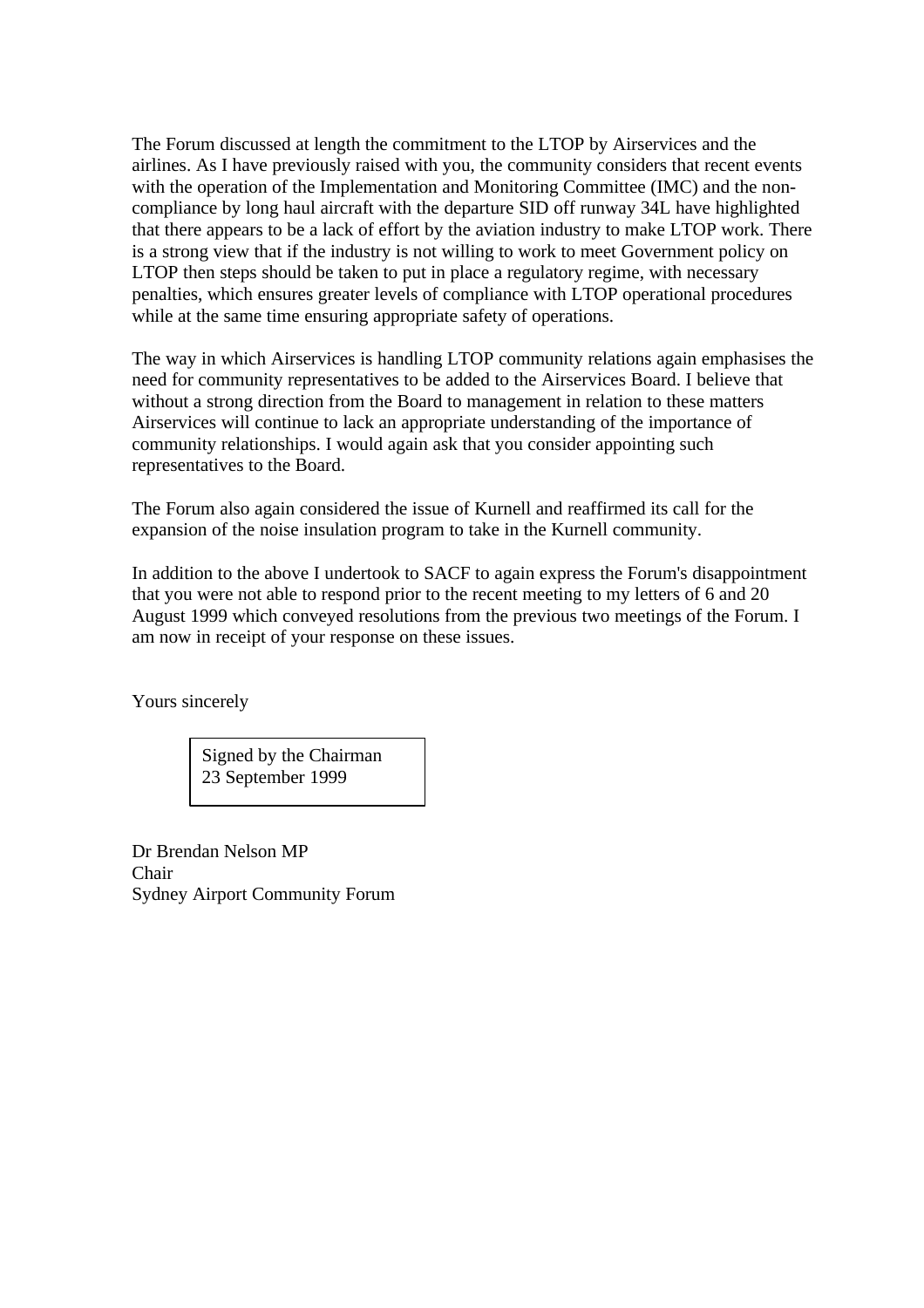The Forum discussed at length the commitment to the LTOP by Airservices and the airlines. As I have previously raised with you, the community considers that recent events with the operation of the Implementation and Monitoring Committee (IMC) and the non-compliance by long haul aircraft with the departure SID off runway 34L have highlighted that there appears to be a lack of effort by the aviation industry to make LTOP work. There is a strong view that if the industry is not willing to work to meet Government policy on LTOP then steps should be taken to put in place a regulatory regime, with necessary penalties, which ensures greater levels of compliance with LTOP operational procedures while at the same time ensuring appropriate safety of operations.

The way in which Airservices is handling LTOP community relations again emphasises the need for community representatives to be added to the Airservices Board. I believe that without a strong direction from the Board to management in relation to these matters Airservices will continue to lack an appropriate understanding of the importance of community relationships. I would again ask that you consider appointing such representatives to the Board.

The Forum also again considered the issue of Kurnell and reaffirmed its call for the expansion of the noise insulation program to take in the Kurnell community.

In addition to the above I undertook to SACF to again express the Forum's disappointment that you were not able to respond prior to the recent meeting to my letters of 6 and 20 August 1999 which conveyed resolutions from the previous two meetings of the Forum. I am now in receipt of your response on these issues.

Yours sincerely

Signed by the Chairman
23 September 1999

Dr Brendan Nelson MP
Chair
Sydney Airport Community Forum